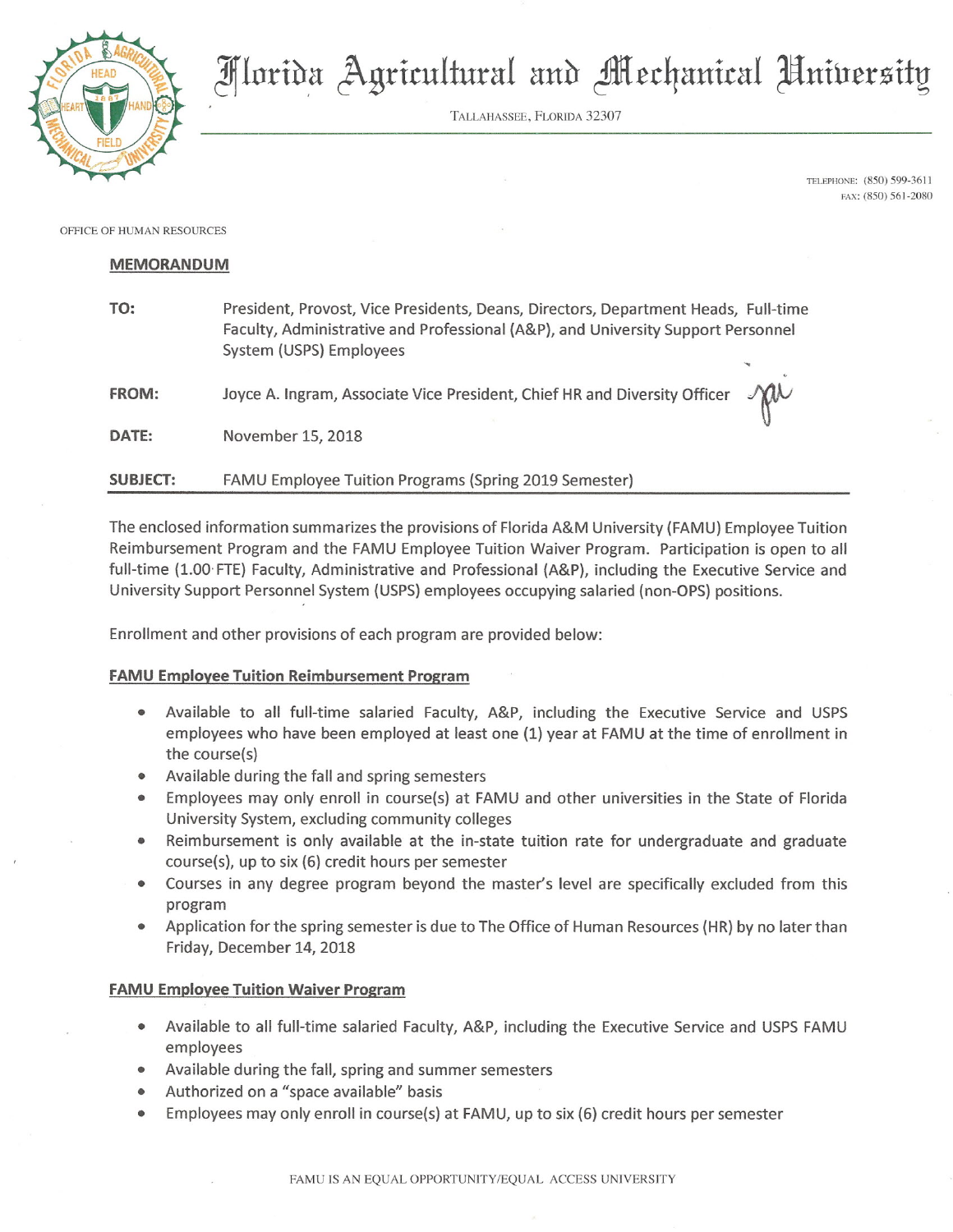# Florida Agricultural and Mechanical University

TALLAHASSEE, FLORIDA 32307

TELEPHONE: (850) 599-3611
FAX: (850) 561-2080

OFFICE OF HUMAN RESOURCES

**MEMORANDUM**

**TO:** President, Provost, Vice Presidents, Deans, Directors, Department Heads, Full-time Faculty, Administrative and Professional (A&P), and University Support Personnel System (USPS) Employees

**FROM:** Joyce A. Ingram, Associate Vice President, Chief HR and Diversity Officer

**DATE:** November 15, 2018

**SUBJECT:** FAMU Employee Tuition Programs (Spring 2019 Semester)

The enclosed information summarizes the provisions of Florida A&M University (FAMU) Employee Tuition Reimbursement Program and the FAMU Employee Tuition Waiver Program. Participation is open to all full-time (1.00 FTE) Faculty, Administrative and Professional (A&P), including the Executive Service and University Support Personnel System (USPS) employees occupying salaried (non-OPS) positions.

Enrollment and other provisions of each program are provided below:

**FAMU Employee Tuition Reimbursement Program**

- Available to all full-time salaried Faculty, A&P, including the Executive Service and USPS employees who have been employed at least one (1) year at FAMU at the time of enrollment in the course(s)
- Available during the fall and spring semesters
- Employees may only enroll in course(s) at FAMU and other universities in the State of Florida University System, excluding community colleges
- Reimbursement is only available at the in-state tuition rate for undergraduate and graduate course(s), up to six (6) credit hours per semester
- Courses in any degree program beyond the master's level are specifically excluded from this program
- Application for the spring semester is due to The Office of Human Resources (HR) by no later than Friday, December 14, 2018

**FAMU Employee Tuition Waiver Program**

- Available to all full-time salaried Faculty, A&P, including the Executive Service and USPS FAMU employees
- Available during the fall, spring and summer semesters
- Authorized on a "space available" basis
- Employees may only enroll in course(s) at FAMU, up to six (6) credit hours per semester

FAMU IS AN EQUAL OPPORTUNITY/EQUAL ACCESS UNIVERSITY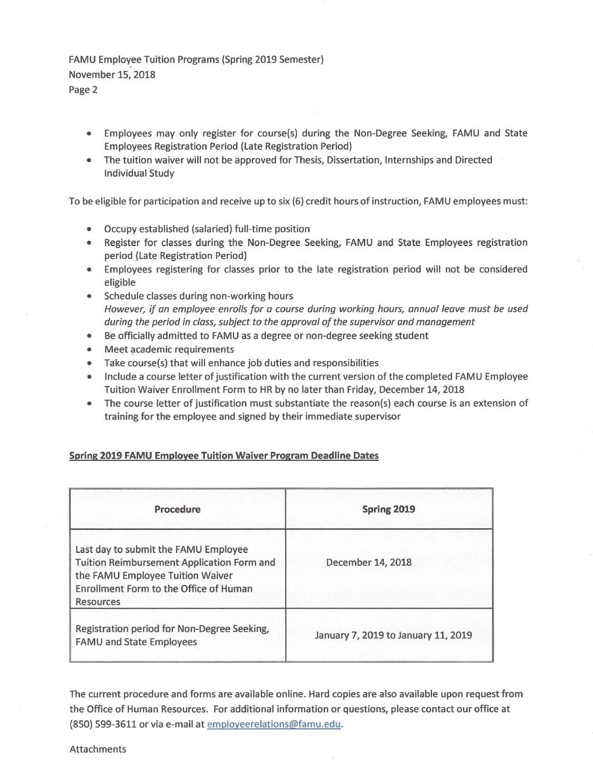- Employees may only register for course(s) during the Non-Degree Seeking, FAMU and State Employees Registration Period (Late Registration Period)
- The tuition waiver will not be approved for Thesis, Dissertation, Internships and Directed Individual Study

To be eligible for participation and receive up to six (6) credit hours of instruction, FAMU employees must:

- Occupy established (salaried) full-time position
- Register for classes during the Non-Degree Seeking, FAMU and State Employees registration period (Late Registration Period)
- Employees registering for classes prior to the late registration period will not be considered eligible
- Schedule classes during non-working hours
  *However, if an employee enrolls for a course during working hours, annual leave must be used during the period in class, subject to the approval of the supervisor and management*
- Be officially admitted to FAMU as a degree or non-degree seeking student
- Meet academic requirements
- Take course(s) that will enhance job duties and responsibilities
- Include a course letter of justification with the current version of the completed FAMU Employee Tuition Waiver Enrollment Form to HR by no later than Friday, December 14, 2018
- The course letter of justification must substantiate the reason(s) each course is an extension of training for the employee and signed by their immediate supervisor

**Spring 2019 FAMU Employee Tuition Waiver Program Deadline Dates**

| Procedure | Spring 2019 |
|---|---|
| Last day to submit the FAMU Employee Tuition Reimbursement Application Form and the FAMU Employee Tuition Waiver Enrollment Form to the Office of Human Resources | December 14, 2018 |
| Registration period for Non-Degree Seeking, FAMU and State Employees | January 7, 2019 to January 11, 2019 |

The current procedure and forms are available online. Hard copies are also available upon request from the Office of Human Resources. For additional information or questions, please contact our office at (850) 599-3611 or via e-mail at employeerelations@famu.edu.

Attachments